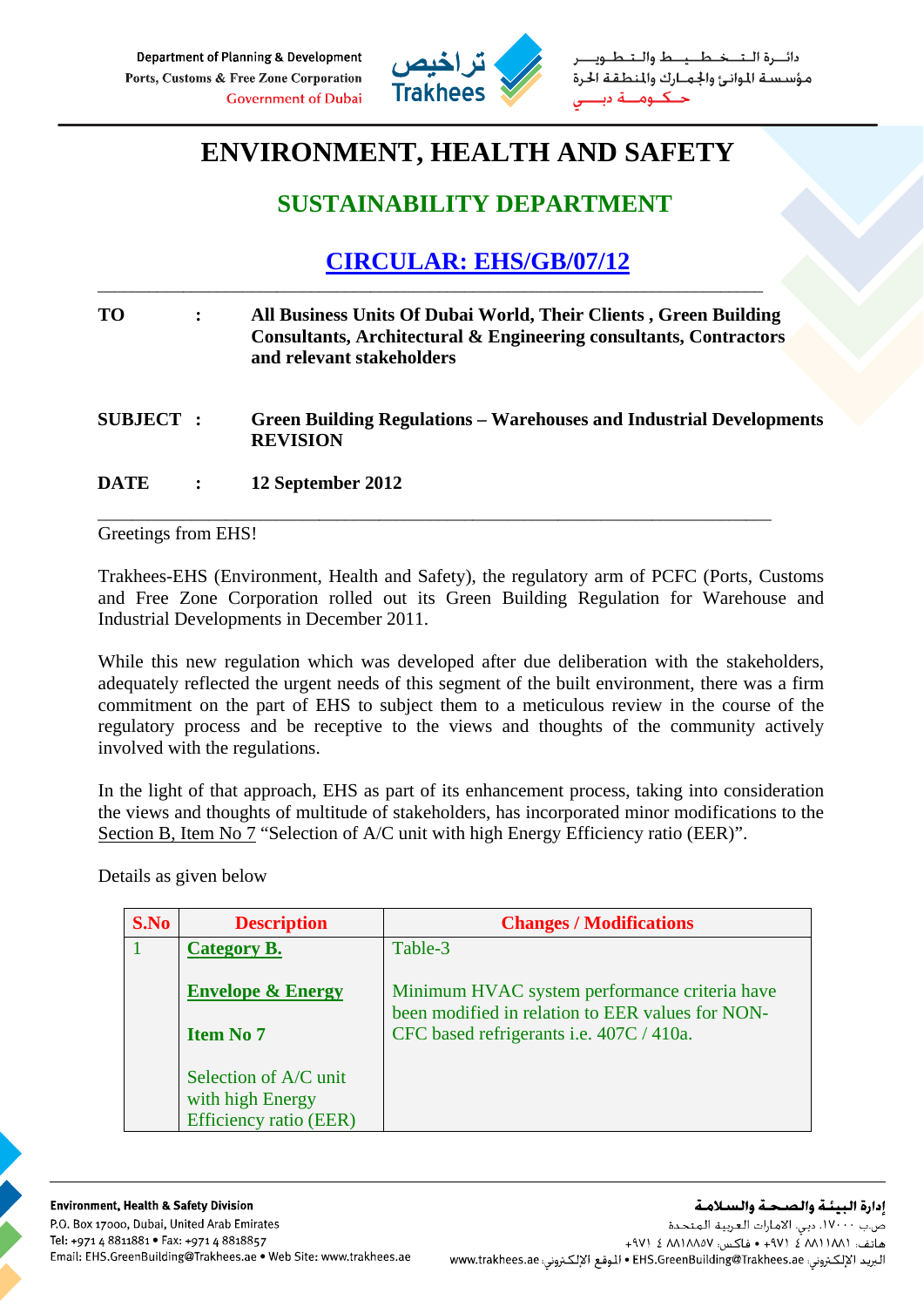# ENVIRONMENT, HEALTH AND SAFETY

## SUSTAINABILITY DEPARTMENT

## CIRCULAR: EHS/GB/07/12

---

| | | |
|---|---|---|
| **TO** | **:** | **All Business Units Of Dubai World, Their Clients , Green Building Consultants, Architectural & Engineering consultants, Contractors and relevant stakeholders** |
| **SUBJECT** | **:** | **Green Building Regulations – Warehouses and Industrial Developments REVISION** |
| **DATE** | **:** | **12 September 2012** |

---

Greetings from EHS!

Trakhees-EHS (Environment, Health and Safety), the regulatory arm of PCFC (Ports, Customs and Free Zone Corporation rolled out its Green Building Regulation for Warehouse and Industrial Developments in December 2011.

While this new regulation which was developed after due deliberation with the stakeholders, adequately reflected the urgent needs of this segment of the built environment, there was a firm commitment on the part of EHS to subject them to a meticulous review in the course of the regulatory process and be receptive to the views and thoughts of the community actively involved with the regulations.

In the light of that approach, EHS as part of its enhancement process, taking into consideration the views and thoughts of multitude of stakeholders, has incorporated minor modifications to the Section B, Item No 7 "Selection of A/C unit with high Energy Efficiency ratio (EER)".

Details as given below

| S.No | Description | Changes / Modifications |
|---|---|---|
| 1 | **Category B.**<br><br>**Envelope & Energy**<br><br>**Item No 7**<br><br>Selection of A/C unit with high Energy Efficiency ratio (EER) | Table-3<br><br>Minimum HVAC system performance criteria have been modified in relation to EER values for NON-CFC based refrigerants i.e. 407C / 410a. |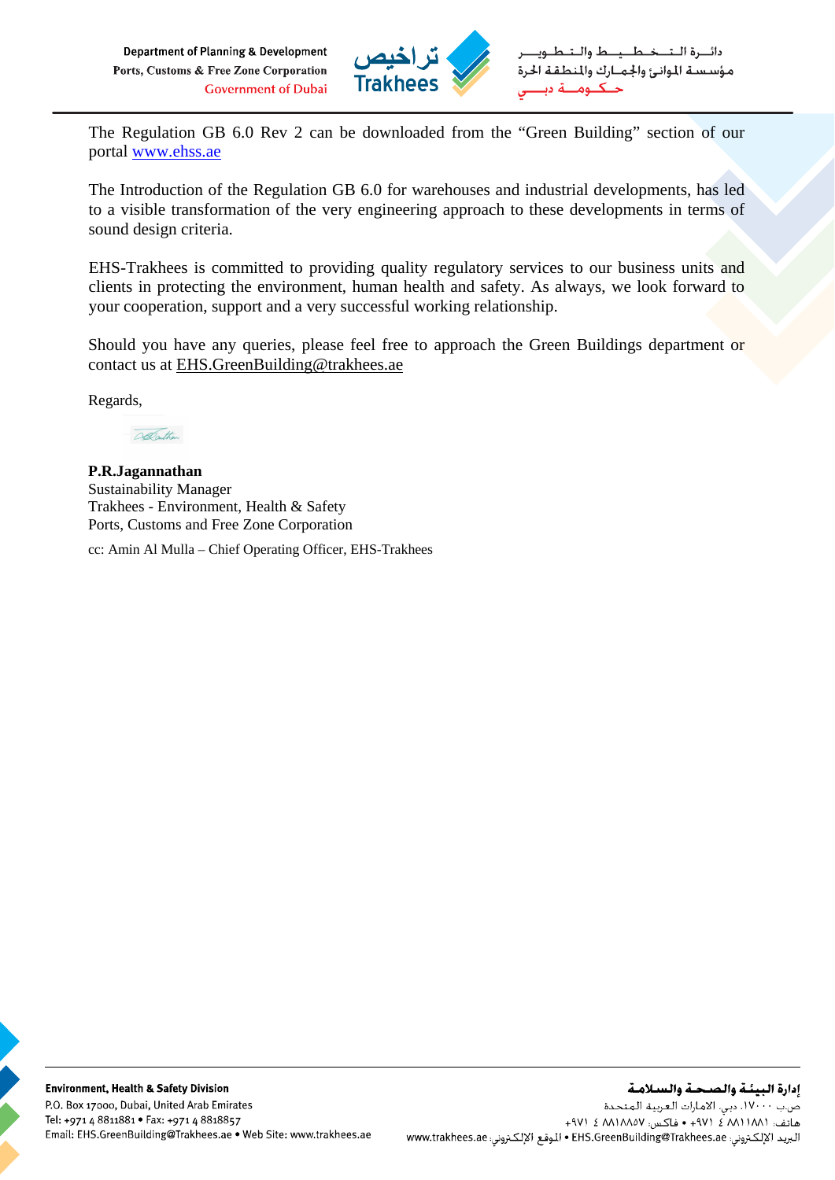The Regulation GB 6.0 Rev 2 can be downloaded from the “Green Building” section of our portal www.ehss.ae

The Introduction of the Regulation GB 6.0 for warehouses and industrial developments, has led to a visible transformation of the very engineering approach to these developments in terms of sound design criteria.

EHS-Trakhees is committed to providing quality regulatory services to our business units and clients in protecting the environment, human health and safety. As always, we look forward to your cooperation, support and a very successful working relationship.

Should you have any queries, please feel free to approach the Green Buildings department or contact us at EHS.GreenBuilding@trakhees.ae

Regards,

**P.R.Jagannathan**
Sustainability Manager
Trakhees - Environment, Health & Safety
Ports, Customs and Free Zone Corporation

cc: Amin Al Mulla – Chief Operating Officer, EHS-Trakhees